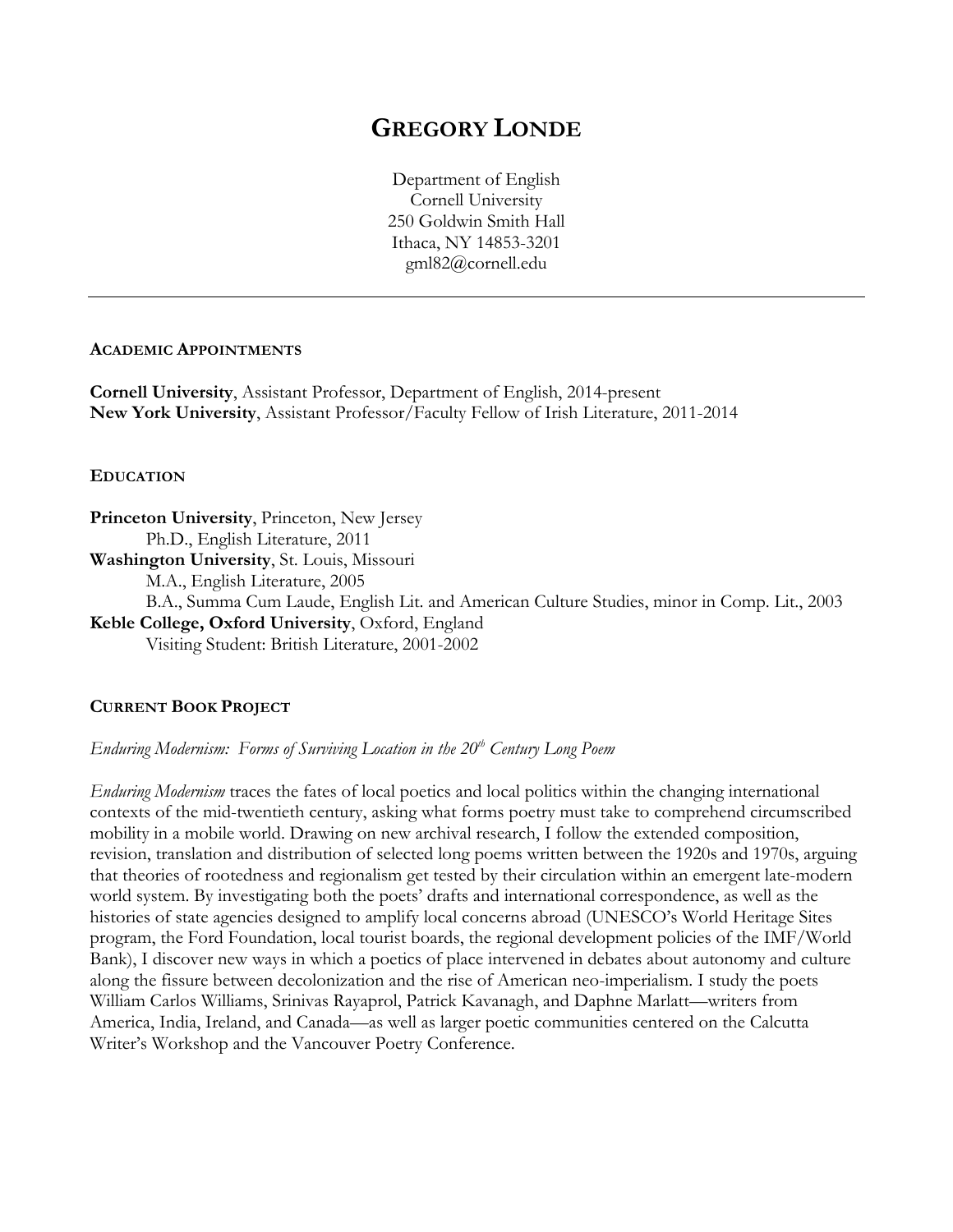# GREGORY LONDE

Department of English
Cornell University
250 Goldwin Smith Hall
Ithaca, NY 14853-3201
gml82@cornell.edu

---

## ACADEMIC APPOINTMENTS

**Cornell University**, Assistant Professor, Department of English, 2014-present
**New York University**, Assistant Professor/Faculty Fellow of Irish Literature, 2011-2014

## EDUCATION

**Princeton University**, Princeton, New Jersey
Ph.D., English Literature, 2011
**Washington University**, St. Louis, Missouri
M.A., English Literature, 2005
B.A., Summa Cum Laude, English Lit. and American Culture Studies, minor in Comp. Lit., 2003
**Keble College, Oxford University**, Oxford, England
Visiting Student: British Literature, 2001-2002

## CURRENT BOOK PROJECT

*Enduring Modernism: Forms of Surviving Location in the 20th Century Long Poem*

*Enduring Modernism* traces the fates of local poetics and local politics within the changing international contexts of the mid-twentieth century, asking what forms poetry must take to comprehend circumscribed mobility in a mobile world. Drawing on new archival research, I follow the extended composition, revision, translation and distribution of selected long poems written between the 1920s and 1970s, arguing that theories of rootedness and regionalism get tested by their circulation within an emergent late-modern world system. By investigating both the poets' drafts and international correspondence, as well as the histories of state agencies designed to amplify local concerns abroad (UNESCO's World Heritage Sites program, the Ford Foundation, local tourist boards, the regional development policies of the IMF/World Bank), I discover new ways in which a poetics of place intervened in debates about autonomy and culture along the fissure between decolonization and the rise of American neo-imperialism. I study the poets William Carlos Williams, Srinivas Rayaprol, Patrick Kavanagh, and Daphne Marlatt—writers from America, India, Ireland, and Canada—as well as larger poetic communities centered on the Calcutta Writer's Workshop and the Vancouver Poetry Conference.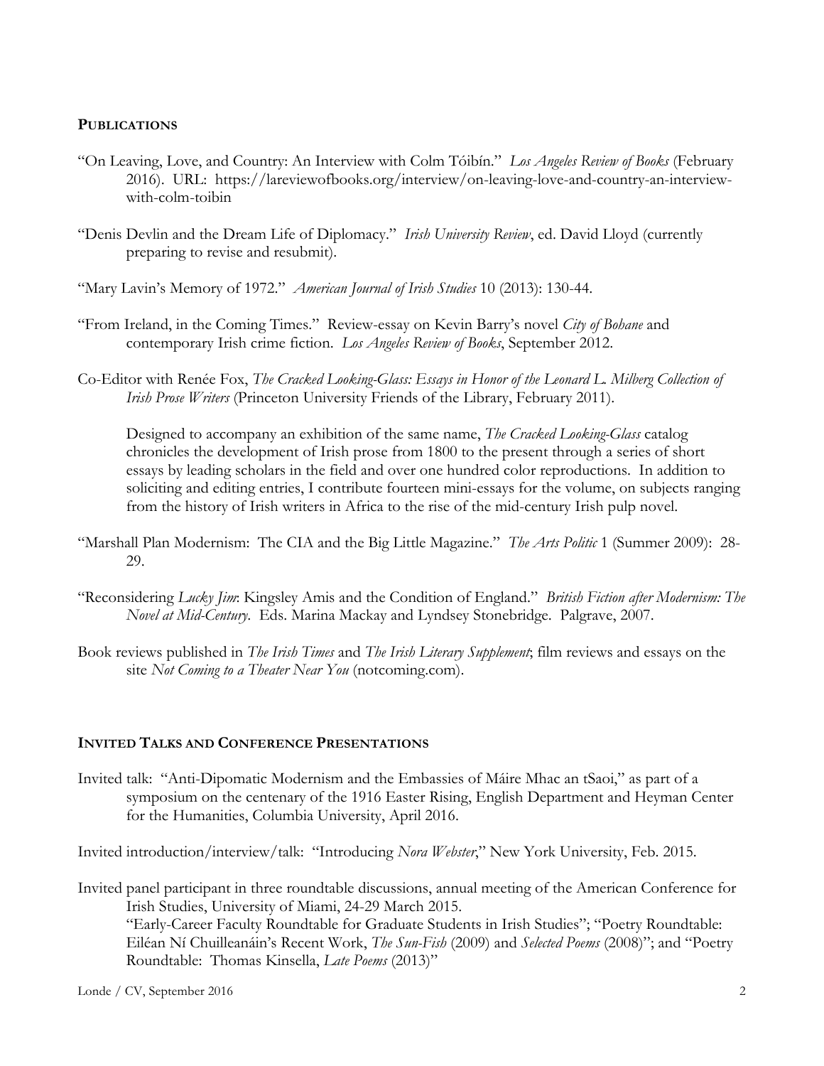## Publications

"On Leaving, Love, and Country: An Interview with Colm Tóibín." *Los Angeles Review of Books* (February 2016). URL: https://lareviewofbooks.org/interview/on-leaving-love-and-country-an-interview-with-colm-toibin

"Denis Devlin and the Dream Life of Diplomacy." *Irish University Review*, ed. David Lloyd (currently preparing to revise and resubmit).

"Mary Lavin's Memory of 1972." *American Journal of Irish Studies* 10 (2013): 130-44.

"From Ireland, in the Coming Times." Review-essay on Kevin Barry's novel *City of Bohane* and contemporary Irish crime fiction. *Los Angeles Review of Books*, September 2012.

Co-Editor with Renée Fox, *The Cracked Looking-Glass: Essays in Honor of the Leonard L. Milberg Collection of Irish Prose Writers* (Princeton University Friends of the Library, February 2011).

Designed to accompany an exhibition of the same name, *The Cracked Looking-Glass* catalog chronicles the development of Irish prose from 1800 to the present through a series of short essays by leading scholars in the field and over one hundred color reproductions. In addition to soliciting and editing entries, I contribute fourteen mini-essays for the volume, on subjects ranging from the history of Irish writers in Africa to the rise of the mid-century Irish pulp novel.

"Marshall Plan Modernism: The CIA and the Big Little Magazine." *The Arts Politic* 1 (Summer 2009): 28-29.

"Reconsidering *Lucky Jim*: Kingsley Amis and the Condition of England." *British Fiction after Modernism: The Novel at Mid-Century*. Eds. Marina Mackay and Lyndsey Stonebridge. Palgrave, 2007.

Book reviews published in *The Irish Times* and *The Irish Literary Supplement*; film reviews and essays on the site *Not Coming to a Theater Near You* (notcoming.com).

## Invited Talks and Conference Presentations

Invited talk: "Anti-Dipomatic Modernism and the Embassies of Máire Mhac an tSaoi," as part of a symposium on the centenary of the 1916 Easter Rising, English Department and Heyman Center for the Humanities, Columbia University, April 2016.

Invited introduction/interview/talk: "Introducing *Nora Webster*," New York University, Feb. 2015.

Invited panel participant in three roundtable discussions, annual meeting of the American Conference for Irish Studies, University of Miami, 24-29 March 2015.
"Early-Career Faculty Roundtable for Graduate Students in Irish Studies"; "Poetry Roundtable: Eiléan Ní Chuilleanáin's Recent Work, *The Sun-Fish* (2009) and *Selected Poems* (2008)"; and "Poetry Roundtable: Thomas Kinsella, *Late Poems* (2013)"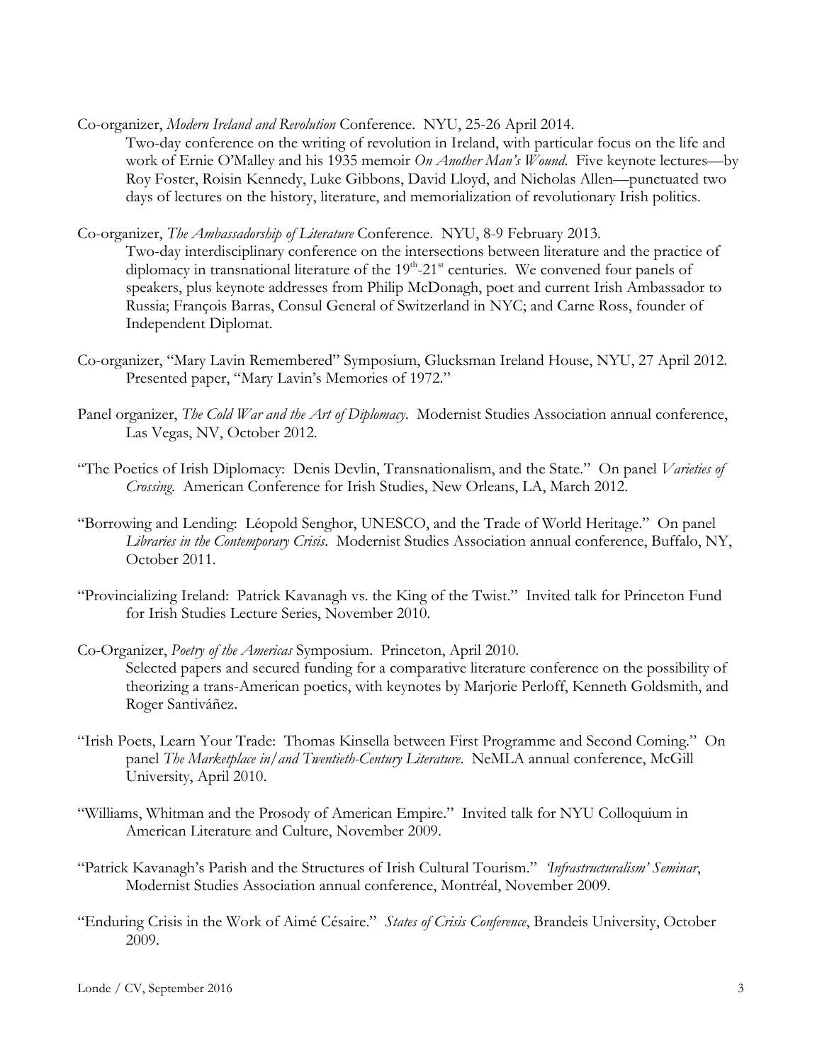Co-organizer, *Modern Ireland and Revolution* Conference. NYU, 25-26 April 2014.
Two-day conference on the writing of revolution in Ireland, with particular focus on the life and work of Ernie O'Malley and his 1935 memoir *On Another Man's Wound*. Five keynote lectures—by Roy Foster, Roisin Kennedy, Luke Gibbons, David Lloyd, and Nicholas Allen—punctuated two days of lectures on the history, literature, and memorialization of revolutionary Irish politics.

Co-organizer, *The Ambassadorship of Literature* Conference. NYU, 8-9 February 2013.
Two-day interdisciplinary conference on the intersections between literature and the practice of diplomacy in transnational literature of the 19th-21st centuries. We convened four panels of speakers, plus keynote addresses from Philip McDonagh, poet and current Irish Ambassador to Russia; François Barras, Consul General of Switzerland in NYC; and Carne Ross, founder of Independent Diplomat.

Co-organizer, "Mary Lavin Remembered" Symposium, Glucksman Ireland House, NYU, 27 April 2012.
Presented paper, "Mary Lavin's Memories of 1972."

Panel organizer, *The Cold War and the Art of Diplomacy*. Modernist Studies Association annual conference, Las Vegas, NV, October 2012.

"The Poetics of Irish Diplomacy: Denis Devlin, Transnationalism, and the State." On panel *Varieties of Crossing*. American Conference for Irish Studies, New Orleans, LA, March 2012.

"Borrowing and Lending: Léopold Senghor, UNESCO, and the Trade of World Heritage." On panel *Libraries in the Contemporary Crisis*. Modernist Studies Association annual conference, Buffalo, NY, October 2011.

"Provincializing Ireland: Patrick Kavanagh vs. the King of the Twist." Invited talk for Princeton Fund for Irish Studies Lecture Series, November 2010.

Co-Organizer, *Poetry of the Americas* Symposium. Princeton, April 2010.
Selected papers and secured funding for a comparative literature conference on the possibility of theorizing a trans-American poetics, with keynotes by Marjorie Perloff, Kenneth Goldsmith, and Roger Santiváñez.

"Irish Poets, Learn Your Trade: Thomas Kinsella between First Programme and Second Coming." On panel *The Marketplace in/and Twentieth-Century Literature*. NeMLA annual conference, McGill University, April 2010.

"Williams, Whitman and the Prosody of American Empire." Invited talk for NYU Colloquium in American Literature and Culture, November 2009.

"Patrick Kavanagh's Parish and the Structures of Irish Cultural Tourism." *'Infrastructuralism' Seminar*, Modernist Studies Association annual conference, Montréal, November 2009.

"Enduring Crisis in the Work of Aimé Césaire." *States of Crisis Conference*, Brandeis University, October 2009.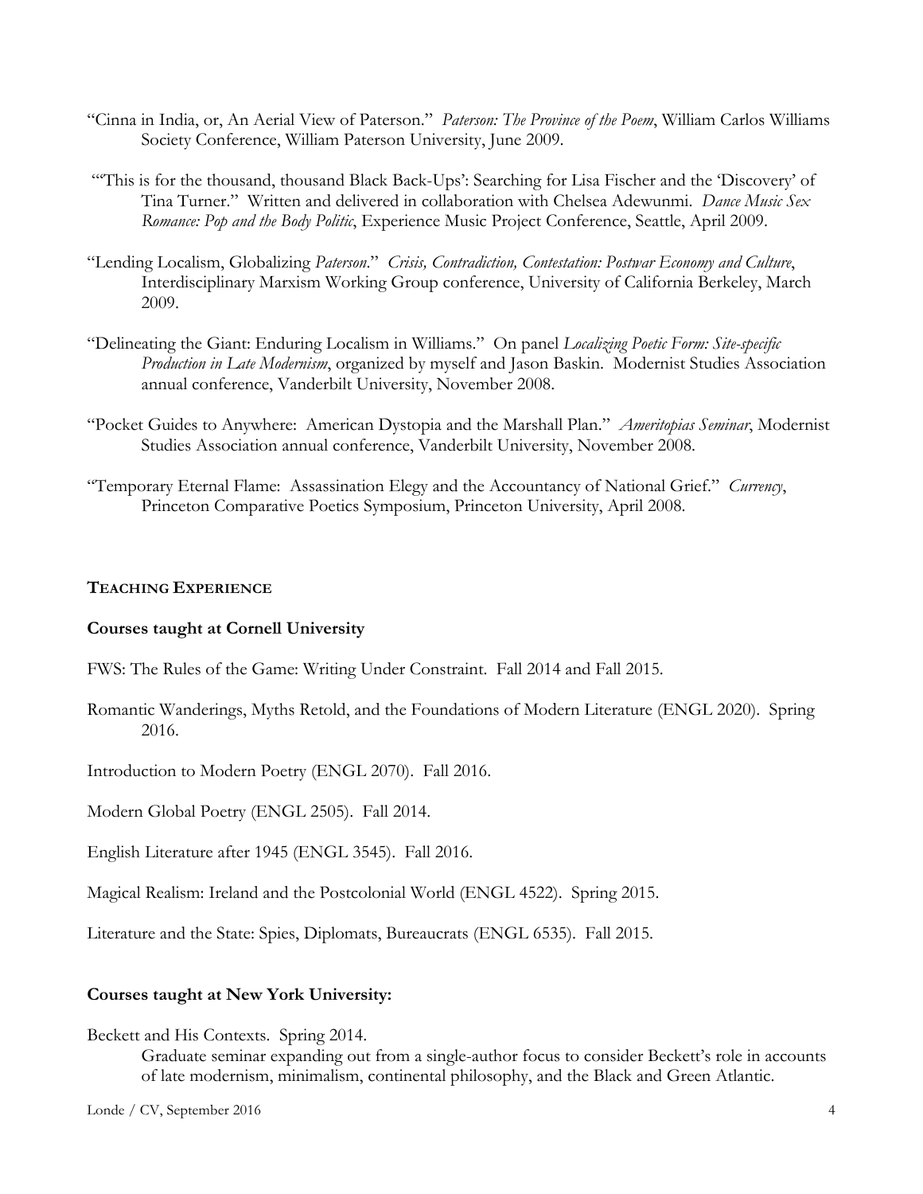"Cinna in India, or, An Aerial View of Paterson." *Paterson: The Province of the Poem*, William Carlos Williams Society Conference, William Paterson University, June 2009.

"'This is for the thousand, thousand Black Back-Ups': Searching for Lisa Fischer and the 'Discovery' of Tina Turner." Written and delivered in collaboration with Chelsea Adewunmi. *Dance Music Sex Romance: Pop and the Body Politic*, Experience Music Project Conference, Seattle, April 2009.

"Lending Localism, Globalizing *Paterson*." *Crisis, Contradiction, Contestation: Postwar Economy and Culture*, Interdisciplinary Marxism Working Group conference, University of California Berkeley, March 2009.

"Delineating the Giant: Enduring Localism in Williams." On panel *Localizing Poetic Form: Site-specific Production in Late Modernism*, organized by myself and Jason Baskin. Modernist Studies Association annual conference, Vanderbilt University, November 2008.

"Pocket Guides to Anywhere: American Dystopia and the Marshall Plan." *Ameritopias Seminar*, Modernist Studies Association annual conference, Vanderbilt University, November 2008.

"Temporary Eternal Flame: Assassination Elegy and the Accountancy of National Grief." *Currency*, Princeton Comparative Poetics Symposium, Princeton University, April 2008.

## TEACHING EXPERIENCE

### Courses taught at Cornell University

FWS: The Rules of the Game: Writing Under Constraint. Fall 2014 and Fall 2015.

Romantic Wanderings, Myths Retold, and the Foundations of Modern Literature (ENGL 2020). Spring 2016.

Introduction to Modern Poetry (ENGL 2070). Fall 2016.

Modern Global Poetry (ENGL 2505). Fall 2014.

English Literature after 1945 (ENGL 3545). Fall 2016.

Magical Realism: Ireland and the Postcolonial World (ENGL 4522). Spring 2015.

Literature and the State: Spies, Diplomats, Bureaucrats (ENGL 6535). Fall 2015.

### Courses taught at New York University:

Beckett and His Contexts. Spring 2014.
Graduate seminar expanding out from a single-author focus to consider Beckett's role in accounts of late modernism, minimalism, continental philosophy, and the Black and Green Atlantic.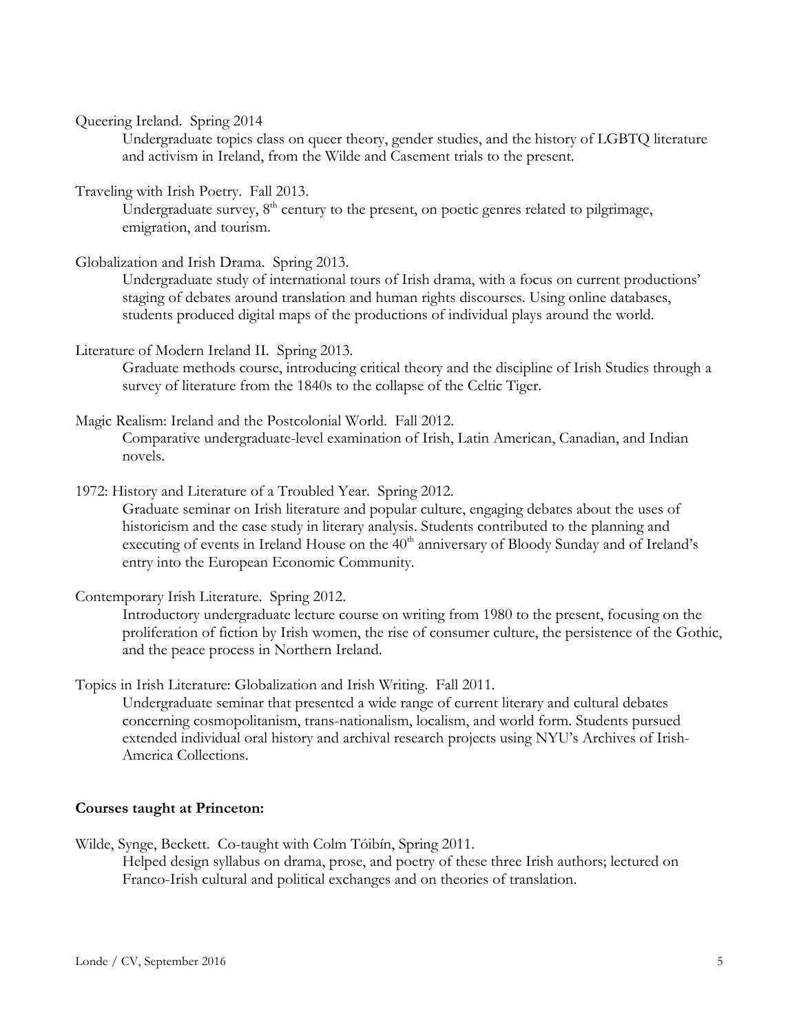Queering Ireland. Spring 2014

Undergraduate topics class on queer theory, gender studies, and the history of LGBTQ literature and activism in Ireland, from the Wilde and Casement trials to the present.

Traveling with Irish Poetry. Fall 2013.

Undergraduate survey, 8th century to the present, on poetic genres related to pilgrimage, emigration, and tourism.

Globalization and Irish Drama. Spring 2013.

Undergraduate study of international tours of Irish drama, with a focus on current productions' staging of debates around translation and human rights discourses. Using online databases, students produced digital maps of the productions of individual plays around the world.

Literature of Modern Ireland II. Spring 2013.

Graduate methods course, introducing critical theory and the discipline of Irish Studies through a survey of literature from the 1840s to the collapse of the Celtic Tiger.

Magic Realism: Ireland and the Postcolonial World. Fall 2012.

Comparative undergraduate-level examination of Irish, Latin American, Canadian, and Indian novels.

1972: History and Literature of a Troubled Year. Spring 2012.

Graduate seminar on Irish literature and popular culture, engaging debates about the uses of historicism and the case study in literary analysis. Students contributed to the planning and executing of events in Ireland House on the 40th anniversary of Bloody Sunday and of Ireland's entry into the European Economic Community.

Contemporary Irish Literature. Spring 2012.

Introductory undergraduate lecture course on writing from 1980 to the present, focusing on the proliferation of fiction by Irish women, the rise of consumer culture, the persistence of the Gothic, and the peace process in Northern Ireland.

Topics in Irish Literature: Globalization and Irish Writing. Fall 2011.

Undergraduate seminar that presented a wide range of current literary and cultural debates concerning cosmopolitanism, trans-nationalism, localism, and world form. Students pursued extended individual oral history and archival research projects using NYU's Archives of Irish-America Collections.

**Courses taught at Princeton:**

Wilde, Synge, Beckett. Co-taught with Colm Tóibín, Spring 2011.

Helped design syllabus on drama, prose, and poetry of these three Irish authors; lectured on Franco-Irish cultural and political exchanges and on theories of translation.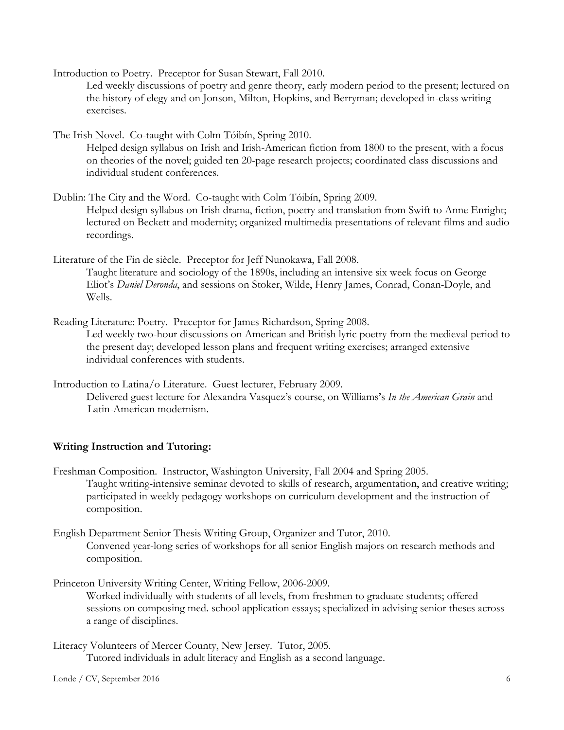Introduction to Poetry. Preceptor for Susan Stewart, Fall 2010.

Led weekly discussions of poetry and genre theory, early modern period to the present; lectured on the history of elegy and on Jonson, Milton, Hopkins, and Berryman; developed in-class writing exercises.

The Irish Novel. Co-taught with Colm Tóibín, Spring 2010.

Helped design syllabus on Irish and Irish-American fiction from 1800 to the present, with a focus on theories of the novel; guided ten 20-page research projects; coordinated class discussions and individual student conferences.

Dublin: The City and the Word. Co-taught with Colm Tóibín, Spring 2009.

Helped design syllabus on Irish drama, fiction, poetry and translation from Swift to Anne Enright; lectured on Beckett and modernity; organized multimedia presentations of relevant films and audio recordings.

Literature of the Fin de siècle. Preceptor for Jeff Nunokawa, Fall 2008.

Taught literature and sociology of the 1890s, including an intensive six week focus on George Eliot's *Daniel Deronda*, and sessions on Stoker, Wilde, Henry James, Conrad, Conan-Doyle, and Wells.

Reading Literature: Poetry. Preceptor for James Richardson, Spring 2008.

Led weekly two-hour discussions on American and British lyric poetry from the medieval period to the present day; developed lesson plans and frequent writing exercises; arranged extensive individual conferences with students.

Introduction to Latina/o Literature. Guest lecturer, February 2009.

Delivered guest lecture for Alexandra Vasquez's course, on Williams's *In the American Grain* and Latin-American modernism.

**Writing Instruction and Tutoring:**

Freshman Composition. Instructor, Washington University, Fall 2004 and Spring 2005.

Taught writing-intensive seminar devoted to skills of research, argumentation, and creative writing; participated in weekly pedagogy workshops on curriculum development and the instruction of composition.

English Department Senior Thesis Writing Group, Organizer and Tutor, 2010.

Convened year-long series of workshops for all senior English majors on research methods and composition.

Princeton University Writing Center, Writing Fellow, 2006-2009.

Worked individually with students of all levels, from freshmen to graduate students; offered sessions on composing med. school application essays; specialized in advising senior theses across a range of disciplines.

Literacy Volunteers of Mercer County, New Jersey. Tutor, 2005.

Tutored individuals in adult literacy and English as a second language.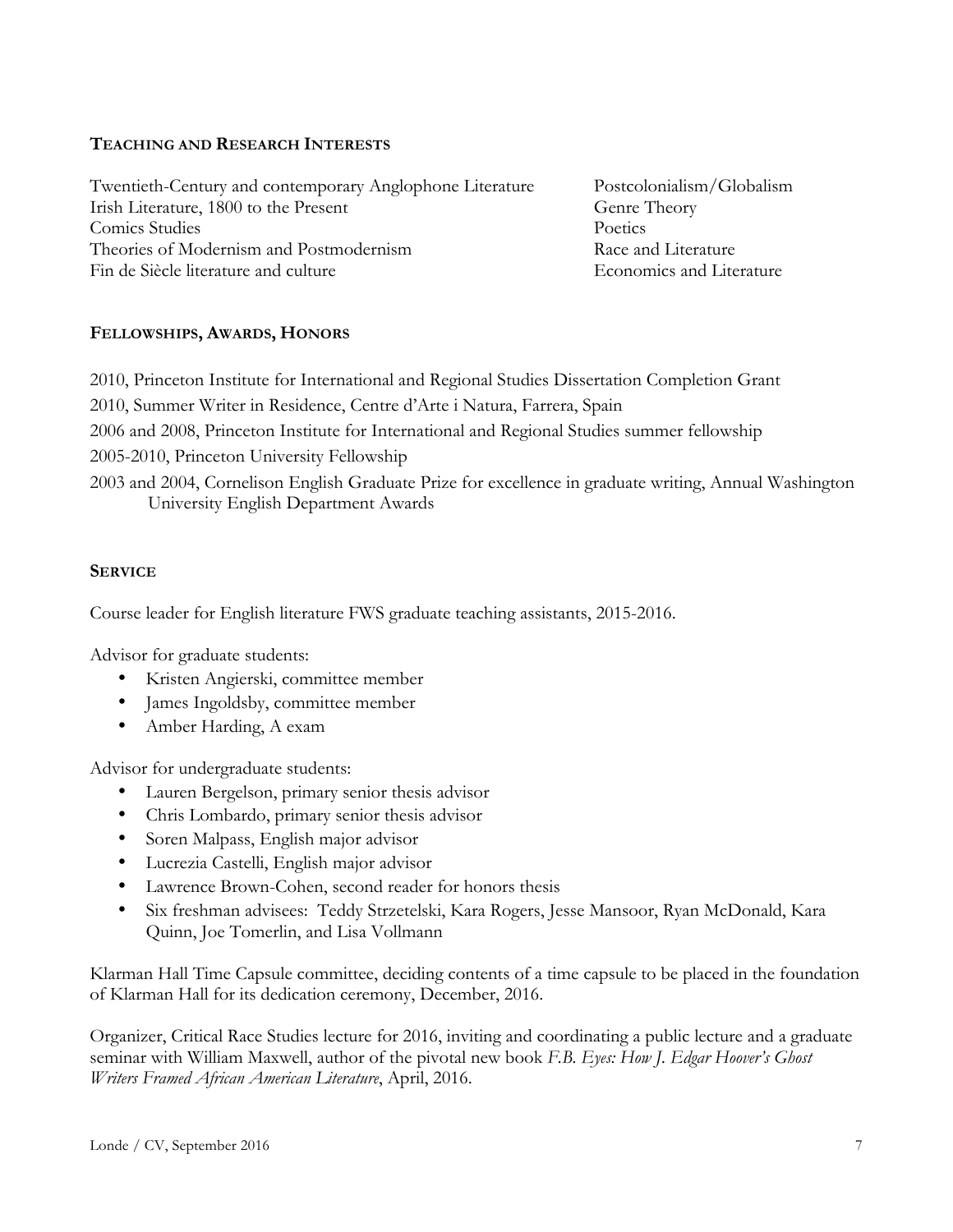## Teaching and Research Interests

Twentieth-Century and contemporary Anglophone Literature
Irish Literature, 1800 to the Present
Comics Studies
Theories of Modernism and Postmodernism
Fin de Siècle literature and culture
Postcolonialism/Globalism
Genre Theory
Poetics
Race and Literature
Economics and Literature

## Fellowships, Awards, Honors

2010, Princeton Institute for International and Regional Studies Dissertation Completion Grant

2010, Summer Writer in Residence, Centre d'Arte i Natura, Farrera, Spain

2006 and 2008, Princeton Institute for International and Regional Studies summer fellowship

2005-2010, Princeton University Fellowship

2003 and 2004, Cornelison English Graduate Prize for excellence in graduate writing, Annual Washington University English Department Awards

## Service

Course leader for English literature FWS graduate teaching assistants, 2015-2016.

Advisor for graduate students:

- Kristen Angierski, committee member
- James Ingoldsby, committee member
- Amber Harding, A exam

Advisor for undergraduate students:

- Lauren Bergelson, primary senior thesis advisor
- Chris Lombardo, primary senior thesis advisor
- Soren Malpass, English major advisor
- Lucrezia Castelli, English major advisor
- Lawrence Brown-Cohen, second reader for honors thesis
- Six freshman advisees: Teddy Strzetelski, Kara Rogers, Jesse Mansoor, Ryan McDonald, Kara Quinn, Joe Tomerlin, and Lisa Vollmann

Klarman Hall Time Capsule committee, deciding contents of a time capsule to be placed in the foundation of Klarman Hall for its dedication ceremony, December, 2016.

Organizer, Critical Race Studies lecture for 2016, inviting and coordinating a public lecture and a graduate seminar with William Maxwell, author of the pivotal new book *F.B. Eyes: How J. Edgar Hoover's Ghost Writers Framed African American Literature*, April, 2016.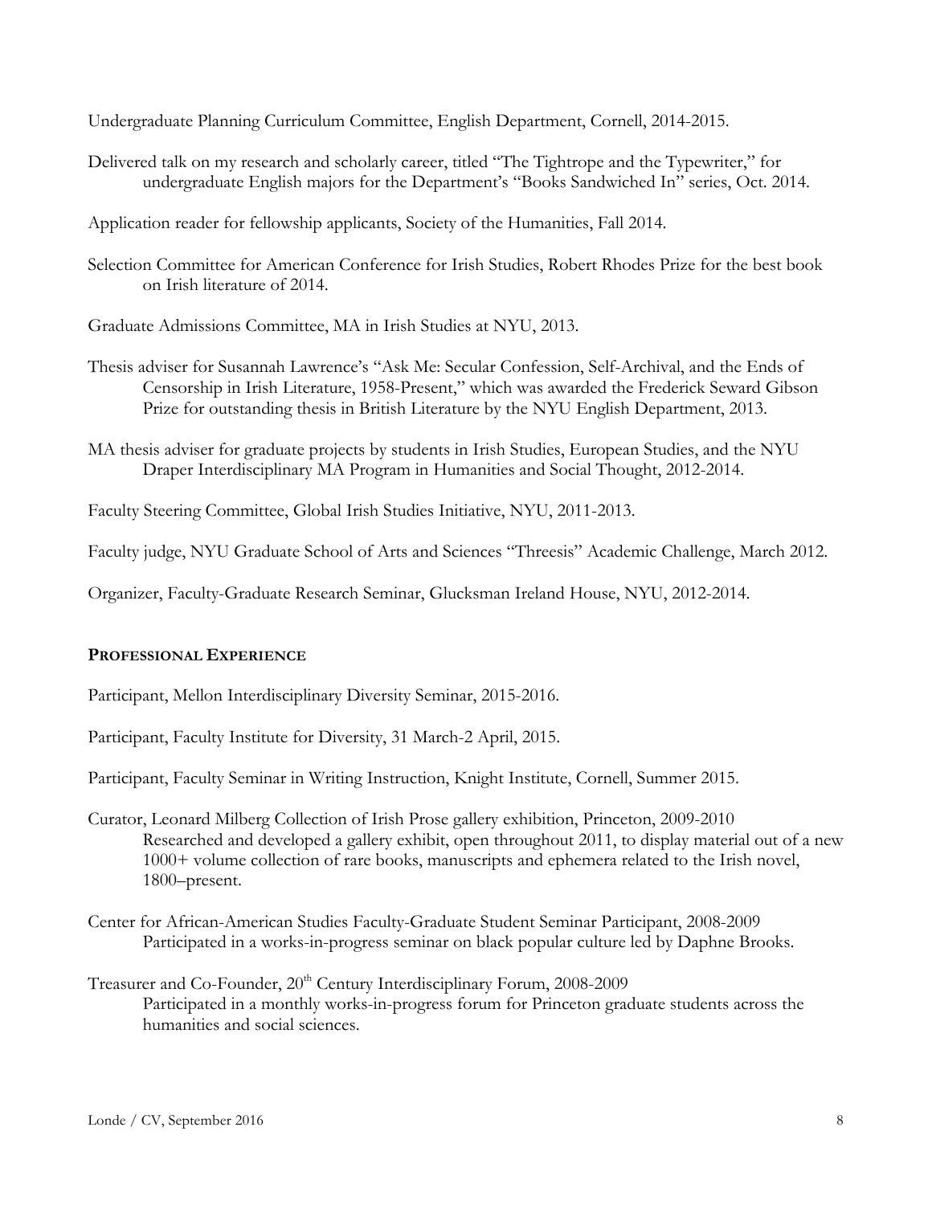Undergraduate Planning Curriculum Committee, English Department, Cornell, 2014-2015.

Delivered talk on my research and scholarly career, titled "The Tightrope and the Typewriter," for undergraduate English majors for the Department's "Books Sandwiched In" series, Oct. 2014.

Application reader for fellowship applicants, Society of the Humanities, Fall 2014.

Selection Committee for American Conference for Irish Studies, Robert Rhodes Prize for the best book on Irish literature of 2014.

Graduate Admissions Committee, MA in Irish Studies at NYU, 2013.

Thesis adviser for Susannah Lawrence's "Ask Me: Secular Confession, Self-Archival, and the Ends of Censorship in Irish Literature, 1958-Present," which was awarded the Frederick Seward Gibson Prize for outstanding thesis in British Literature by the NYU English Department, 2013.

MA thesis adviser for graduate projects by students in Irish Studies, European Studies, and the NYU Draper Interdisciplinary MA Program in Humanities and Social Thought, 2012-2014.

Faculty Steering Committee, Global Irish Studies Initiative, NYU, 2011-2013.

Faculty judge, NYU Graduate School of Arts and Sciences "Threesis" Academic Challenge, March 2012.

Organizer, Faculty-Graduate Research Seminar, Glucksman Ireland House, NYU, 2012-2014.

## PROFESSIONAL EXPERIENCE

Participant, Mellon Interdisciplinary Diversity Seminar, 2015-2016.

Participant, Faculty Institute for Diversity, 31 March-2 April, 2015.

Participant, Faculty Seminar in Writing Instruction, Knight Institute, Cornell, Summer 2015.

Curator, Leonard Milberg Collection of Irish Prose gallery exhibition, Princeton, 2009-2010
Researched and developed a gallery exhibit, open throughout 2011, to display material out of a new 1000+ volume collection of rare books, manuscripts and ephemera related to the Irish novel, 1800–present.

Center for African-American Studies Faculty-Graduate Student Seminar Participant, 2008-2009
Participated in a works-in-progress seminar on black popular culture led by Daphne Brooks.

Treasurer and Co-Founder, 20th Century Interdisciplinary Forum, 2008-2009
Participated in a monthly works-in-progress forum for Princeton graduate students across the humanities and social sciences.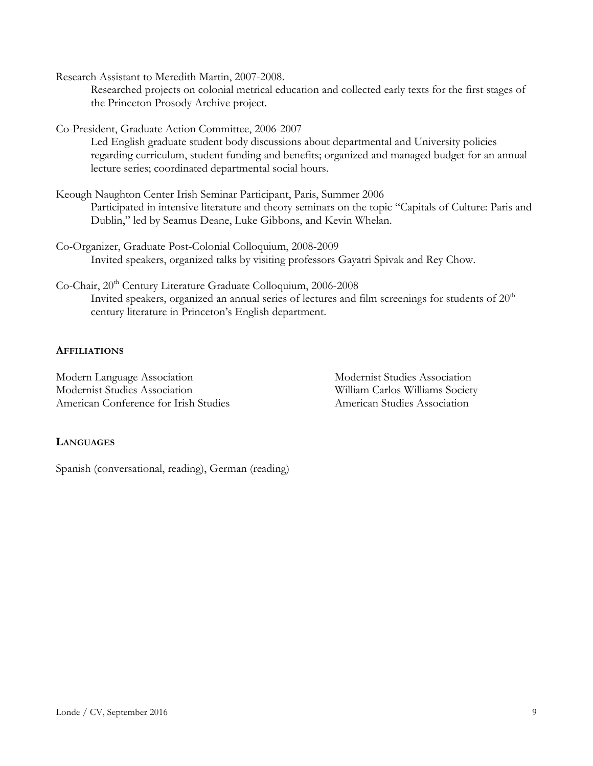Research Assistant to Meredith Martin, 2007-2008.

Researched projects on colonial metrical education and collected early texts for the first stages of the Princeton Prosody Archive project.

Co-President, Graduate Action Committee, 2006-2007

Led English graduate student body discussions about departmental and University policies regarding curriculum, student funding and benefits; organized and managed budget for an annual lecture series; coordinated departmental social hours.

Keough Naughton Center Irish Seminar Participant, Paris, Summer 2006

Participated in intensive literature and theory seminars on the topic "Capitals of Culture: Paris and Dublin," led by Seamus Deane, Luke Gibbons, and Kevin Whelan.

Co-Organizer, Graduate Post-Colonial Colloquium, 2008-2009

Invited speakers, organized talks by visiting professors Gayatri Spivak and Rey Chow.

Co-Chair, 20th Century Literature Graduate Colloquium, 2006-2008

Invited speakers, organized an annual series of lectures and film screenings for students of 20th century literature in Princeton's English department.

## AFFILIATIONS

Modern Language Association
Modernist Studies Association
American Conference for Irish Studies
Modernist Studies Association
William Carlos Williams Society
American Studies Association

## LANGUAGES

Spanish (conversational, reading), German (reading)